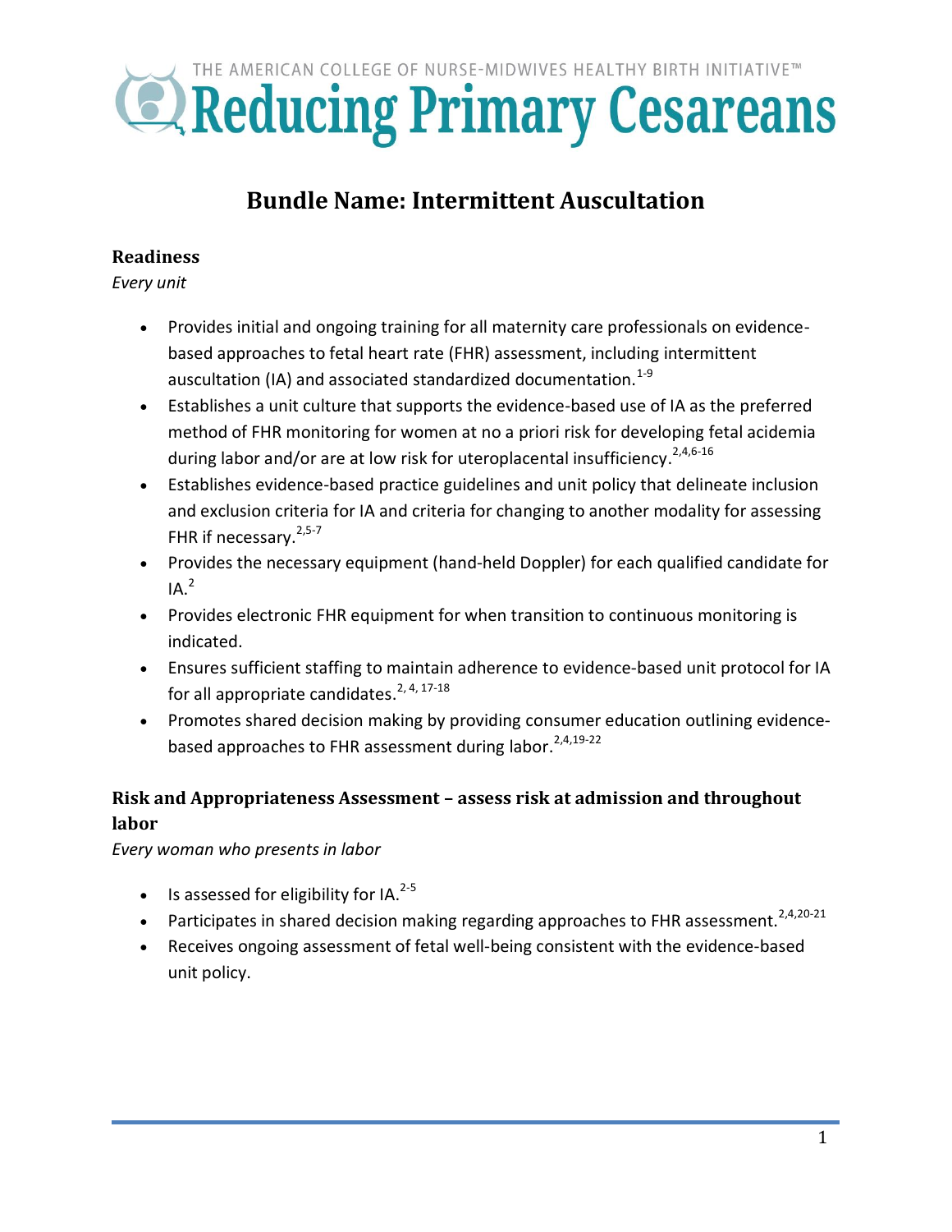THE AMERICAN COLLEGE OF NURSE-MIDWIVES HEALTHY BIRTH INITIATIVE™

# Reducing Primary Cesareans

## Bundle Name: Intermittent Auscultation

### Readiness

*Every unit*

- Provides initial and ongoing training for all maternity care professionals on evidence-based approaches to fetal heart rate (FHR) assessment, including intermittent auscultation (IA) and associated standardized documentation.[1-9]
- Establishes a unit culture that supports the evidence-based use of IA as the preferred method of FHR monitoring for women at no a priori risk for developing fetal acidemia during labor and/or are at low risk for uteroplacental insufficiency.[2,4,6-16]
- Establishes evidence-based practice guidelines and unit policy that delineate inclusion and exclusion criteria for IA and criteria for changing to another modality for assessing FHR if necessary.[2,5-7]
- Provides the necessary equipment (hand-held Doppler) for each qualified candidate for IA.[2]
- Provides electronic FHR equipment for when transition to continuous monitoring is indicated.
- Ensures sufficient staffing to maintain adherence to evidence-based unit protocol for IA for all appropriate candidates.[2, 4, 17-18]
- Promotes shared decision making by providing consumer education outlining evidence-based approaches to FHR assessment during labor.[2,4,19-22]

### Risk and Appropriateness Assessment – assess risk at admission and throughout labor

*Every woman who presents in labor*

- Is assessed for eligibility for IA.[2-5]
- Participates in shared decision making regarding approaches to FHR assessment.[2,4,20-21]
- Receives ongoing assessment of fetal well-being consistent with the evidence-based unit policy.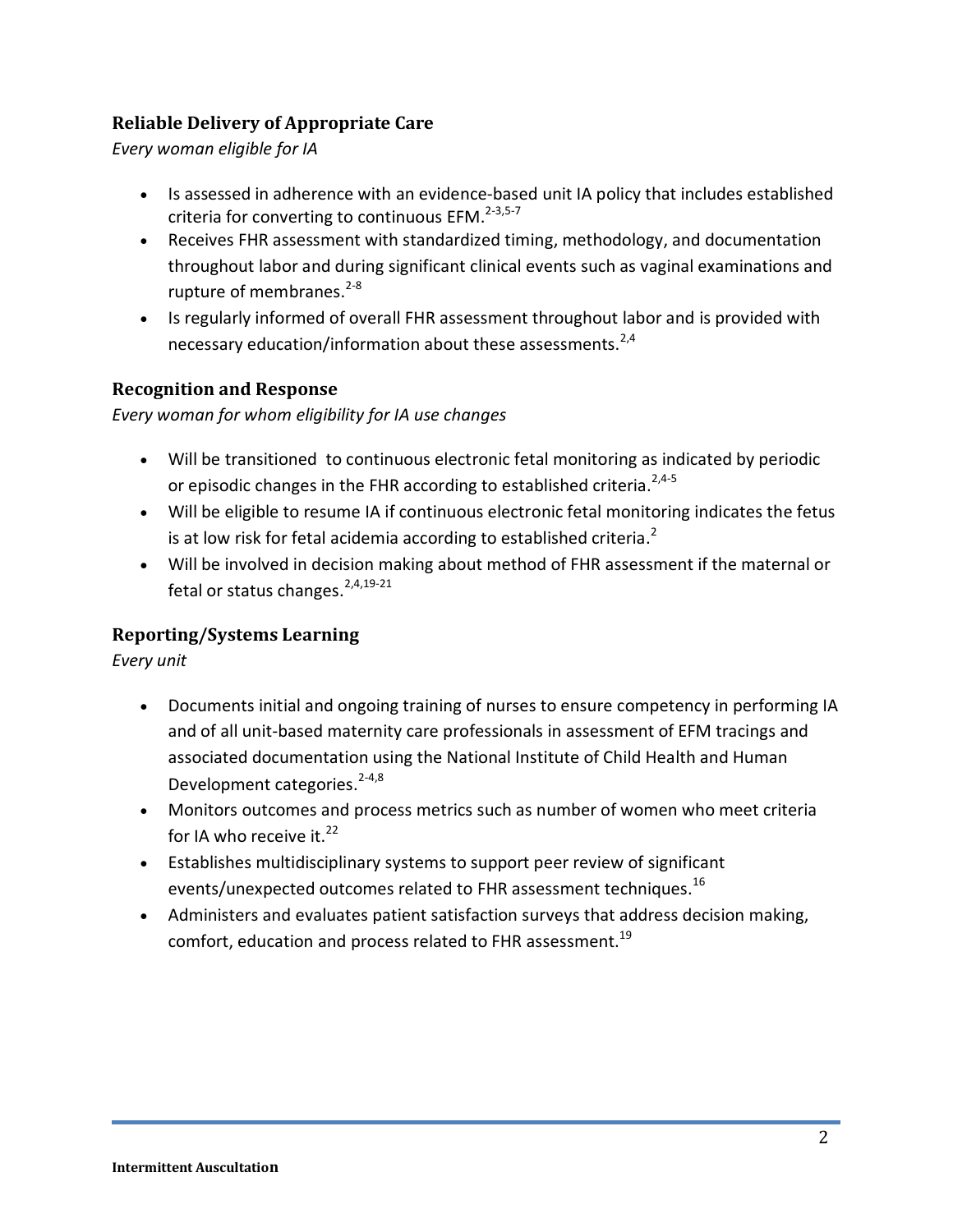## Reliable Delivery of Appropriate Care

*Every woman eligible for IA*

- Is assessed in adherence with an evidence-based unit IA policy that includes established criteria for converting to continuous EFM.[2-3,5-7]
- Receives FHR assessment with standardized timing, methodology, and documentation throughout labor and during significant clinical events such as vaginal examinations and rupture of membranes.[2-8]
- Is regularly informed of overall FHR assessment throughout labor and is provided with necessary education/information about these assessments.[2,4]

## Recognition and Response

*Every woman for whom eligibility for IA use changes*

- Will be transitioned to continuous electronic fetal monitoring as indicated by periodic or episodic changes in the FHR according to established criteria.[2,4-5]
- Will be eligible to resume IA if continuous electronic fetal monitoring indicates the fetus is at low risk for fetal acidemia according to established criteria.[2]
- Will be involved in decision making about method of FHR assessment if the maternal or fetal or status changes.[2,4,19-21]

## Reporting/Systems Learning

*Every unit*

- Documents initial and ongoing training of nurses to ensure competency in performing IA and of all unit-based maternity care professionals in assessment of EFM tracings and associated documentation using the National Institute of Child Health and Human Development categories.[2-4,8]
- Monitors outcomes and process metrics such as number of women who meet criteria for IA who receive it.[22]
- Establishes multidisciplinary systems to support peer review of significant events/unexpected outcomes related to FHR assessment techniques.[16]
- Administers and evaluates patient satisfaction surveys that address decision making, comfort, education and process related to FHR assessment.[19]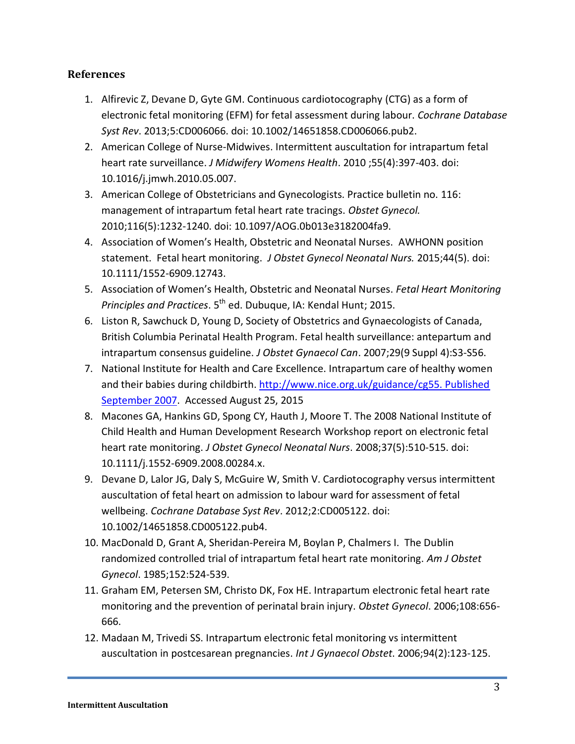## References

1. Alfirevic Z, Devane D, Gyte GM. Continuous cardiotocography (CTG) as a form of electronic fetal monitoring (EFM) for fetal assessment during labour. *Cochrane Database Syst Rev*. 2013;5:CD006066. doi: 10.1002/14651858.CD006066.pub2.
2. American College of Nurse-Midwives. Intermittent auscultation for intrapartum fetal heart rate surveillance. *J Midwifery Womens Health*. 2010 ;55(4):397-403. doi: 10.1016/j.jmwh.2010.05.007.
3. American College of Obstetricians and Gynecologists. Practice bulletin no. 116: management of intrapartum fetal heart rate tracings. *Obstet Gynecol.* 2010;116(5):1232-1240. doi: 10.1097/AOG.0b013e3182004fa9.
4. Association of Women's Health, Obstetric and Neonatal Nurses. AWHONN position statement. Fetal heart monitoring. *J Obstet Gynecol Neonatal Nurs.* 2015;44(5). doi: 10.1111/1552-6909.12743.
5. Association of Women's Health, Obstetric and Neonatal Nurses. *Fetal Heart Monitoring Principles and Practices*. 5th ed. Dubuque, IA: Kendal Hunt; 2015.
6. Liston R, Sawchuck D, Young D, Society of Obstetrics and Gynaecologists of Canada, British Columbia Perinatal Health Program. Fetal health surveillance: antepartum and intrapartum consensus guideline. *J Obstet Gynaecol Can*. 2007;29(9 Suppl 4):S3-S56.
7. National Institute for Health and Care Excellence. Intrapartum care of healthy women and their babies during childbirth. [http://www.nice.org.uk/guidance/cg55. Published September 2007](http://www.nice.org.uk/guidance/cg55). Accessed August 25, 2015
8. Macones GA, Hankins GD, Spong CY, Hauth J, Moore T. The 2008 National Institute of Child Health and Human Development Research Workshop report on electronic fetal heart rate monitoring. *J Obstet Gynecol Neonatal Nurs*. 2008;37(5):510-515. doi: 10.1111/j.1552-6909.2008.00284.x.
9. Devane D, Lalor JG, Daly S, McGuire W, Smith V. Cardiotocography versus intermittent auscultation of fetal heart on admission to labour ward for assessment of fetal wellbeing. *Cochrane Database Syst Rev*. 2012;2:CD005122. doi: 10.1002/14651858.CD005122.pub4.
10. MacDonald D, Grant A, Sheridan-Pereira M, Boylan P, Chalmers I. The Dublin randomized controlled trial of intrapartum fetal heart rate monitoring. *Am J Obstet Gynecol*. 1985;152:524-539.
11. Graham EM, Petersen SM, Christo DK, Fox HE. Intrapartum electronic fetal heart rate monitoring and the prevention of perinatal brain injury. *Obstet Gynecol*. 2006;108:656-666.
12. Madaan M, Trivedi SS. Intrapartum electronic fetal monitoring vs intermittent auscultation in postcesarean pregnancies. *Int J Gynaecol Obstet*. 2006;94(2):123-125.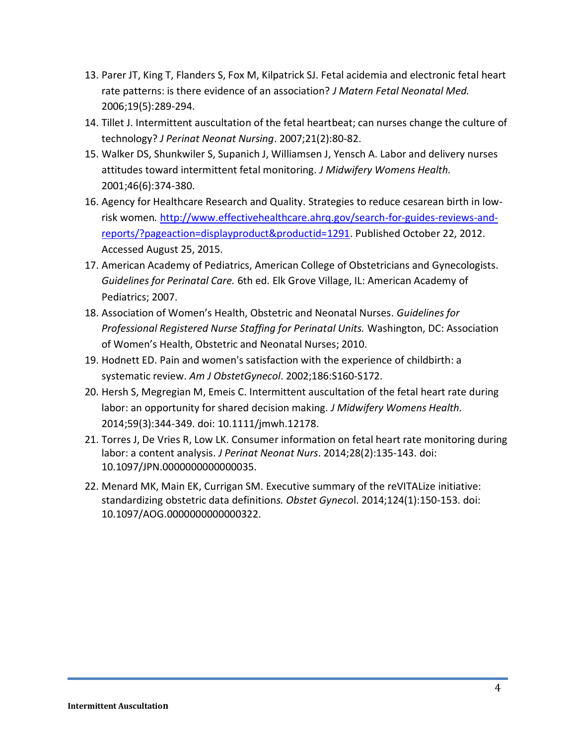13. Parer JT, King T, Flanders S, Fox M, Kilpatrick SJ. Fetal acidemia and electronic fetal heart rate patterns: is there evidence of an association? *J Matern Fetal Neonatal Med.* 2006;19(5):289-294.
14. Tillet J. Intermittent auscultation of the fetal heartbeat; can nurses change the culture of technology? *J Perinat Neonat Nursing*. 2007;21(2):80-82.
15. Walker DS, Shunkwiler S, Supanich J, Williamsen J, Yensch A. Labor and delivery nurses attitudes toward intermittent fetal monitoring. *J Midwifery Womens Health.* 2001;46(6):374-380.
16. Agency for Healthcare Research and Quality. Strategies to reduce cesarean birth in low-risk women*.* [http://www.effectivehealthcare.ahrq.gov/search-for-guides-reviews-and-reports/?pageaction=displayproduct&productid=1291](http://www.effectivehealthcare.ahrq.gov/search-for-guides-reviews-and-reports/?pageaction=displayproduct&productid=1291). Published October 22, 2012. Accessed August 25, 2015.
17. American Academy of Pediatrics, American College of Obstetricians and Gynecologists. *Guidelines for Perinatal Care.* 6th ed. Elk Grove Village, IL: American Academy of Pediatrics; 2007.
18. Association of Women's Health, Obstetric and Neonatal Nurses. *Guidelines for Professional Registered Nurse Staffing for Perinatal Units.* Washington, DC: Association of Women's Health, Obstetric and Neonatal Nurses; 2010.
19. Hodnett ED. Pain and women's satisfaction with the experience of childbirth: a systematic review. *Am J ObstetGynecol*. 2002;186:S160-S172.
20. Hersh S, Megregian M, Emeis C. Intermittent auscultation of the fetal heart rate during labor: an opportunity for shared decision making. *J Midwifery Womens Health.* 2014;59(3):344-349. doi: 10.1111/jmwh.12178.
21. Torres J, De Vries R, Low LK. Consumer information on fetal heart rate monitoring during labor: a content analysis. *J Perinat Neonat Nurs*. 2014;28(2):135-143. doi: 10.1097/JPN.0000000000000035.
22. Menard MK, Main EK, Currigan SM. Executive summary of the reVITALize initiative: standardizing obstetric data definitions*. Obstet Gyneco*l. 2014;124(1):150-153. doi: 10.1097/AOG.0000000000000322.